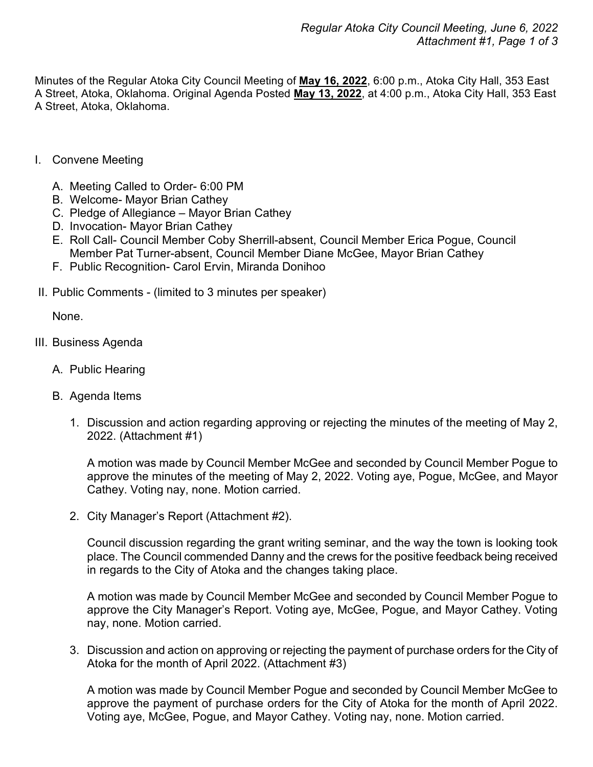Minutes of the Regular Atoka City Council Meeting of **May 16, 2022**, 6:00 p.m., Atoka City Hall, 353 East A Street, Atoka, Oklahoma. Original Agenda Posted **May 13, 2022**, at 4:00 p.m., Atoka City Hall, 353 East A Street, Atoka, Oklahoma.

I. Convene Meeting

   A. Meeting Called to Order- 6:00 PM
   B. Welcome- Mayor Brian Cathey
   C. Pledge of Allegiance – Mayor Brian Cathey
   D. Invocation- Mayor Brian Cathey
   E. Roll Call- Council Member Coby Sherrill-absent, Council Member Erica Pogue, Council Member Pat Turner-absent, Council Member Diane McGee, Mayor Brian Cathey
   F. Public Recognition- Carol Ervin, Miranda Donihoo

II. Public Comments - (limited to 3 minutes per speaker)

   None.

III. Business Agenda

   A. Public Hearing

   B. Agenda Items

      1. Discussion and action regarding approving or rejecting the minutes of the meeting of May 2, 2022. (Attachment #1)

         A motion was made by Council Member McGee and seconded by Council Member Pogue to approve the minutes of the meeting of May 2, 2022. Voting aye, Pogue, McGee, and Mayor Cathey. Voting nay, none. Motion carried.

      2. City Manager's Report (Attachment #2).

         Council discussion regarding the grant writing seminar, and the way the town is looking took place. The Council commended Danny and the crews for the positive feedback being received in regards to the City of Atoka and the changes taking place.

         A motion was made by Council Member McGee and seconded by Council Member Pogue to approve the City Manager's Report. Voting aye, McGee, Pogue, and Mayor Cathey. Voting nay, none. Motion carried.

      3. Discussion and action on approving or rejecting the payment of purchase orders for the City of Atoka for the month of April 2022. (Attachment #3)

         A motion was made by Council Member Pogue and seconded by Council Member McGee to approve the payment of purchase orders for the City of Atoka for the month of April 2022. Voting aye, McGee, Pogue, and Mayor Cathey. Voting nay, none. Motion carried.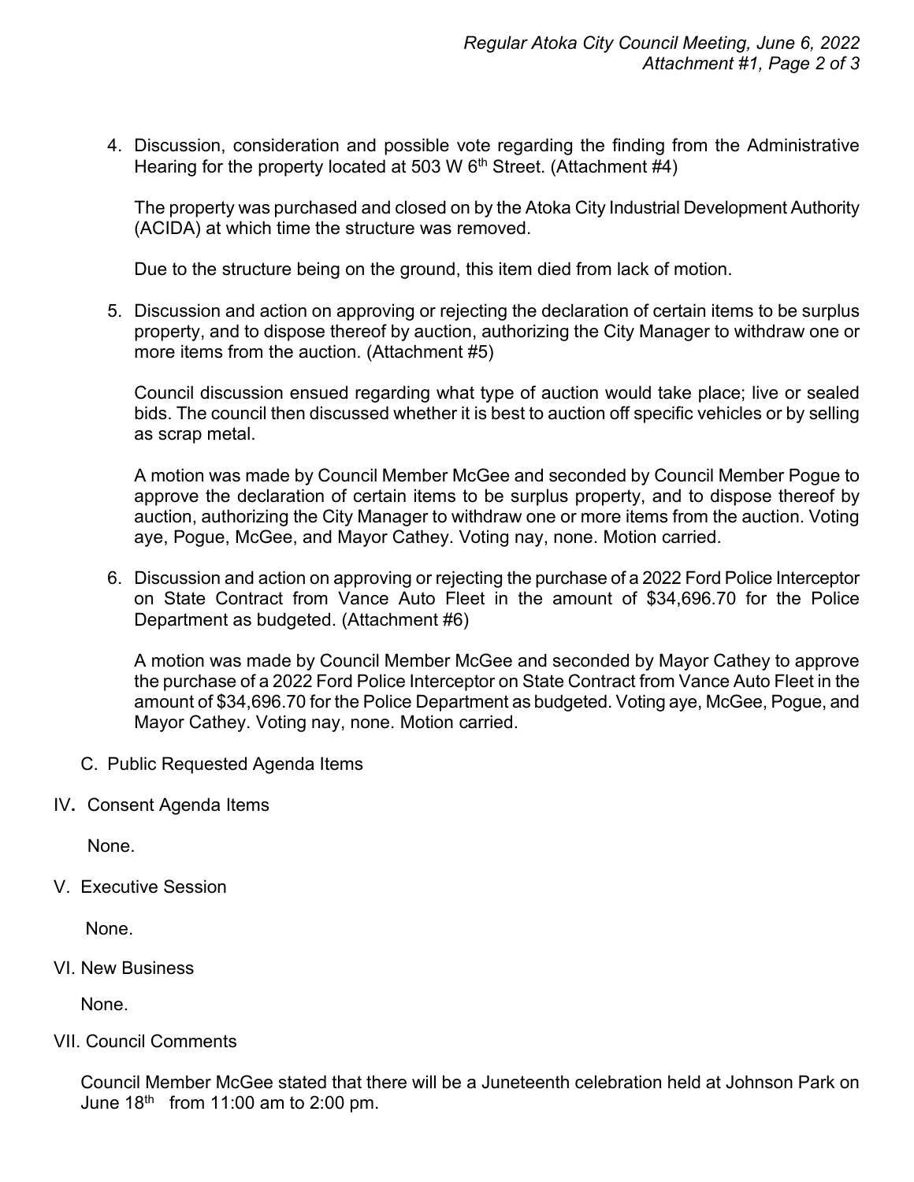4. Discussion, consideration and possible vote regarding the finding from the Administrative Hearing for the property located at 503 W 6th Street. (Attachment #4)

   The property was purchased and closed on by the Atoka City Industrial Development Authority (ACIDA) at which time the structure was removed.

   Due to the structure being on the ground, this item died from lack of motion.

5. Discussion and action on approving or rejecting the declaration of certain items to be surplus property, and to dispose thereof by auction, authorizing the City Manager to withdraw one or more items from the auction. (Attachment #5)

   Council discussion ensued regarding what type of auction would take place; live or sealed bids. The council then discussed whether it is best to auction off specific vehicles or by selling as scrap metal.

   A motion was made by Council Member McGee and seconded by Council Member Pogue to approve the declaration of certain items to be surplus property, and to dispose thereof by auction, authorizing the City Manager to withdraw one or more items from the auction. Voting aye, Pogue, McGee, and Mayor Cathey. Voting nay, none. Motion carried.

6. Discussion and action on approving or rejecting the purchase of a 2022 Ford Police Interceptor on State Contract from Vance Auto Fleet in the amount of $34,696.70 for the Police Department as budgeted. (Attachment #6)

   A motion was made by Council Member McGee and seconded by Mayor Cathey to approve the purchase of a 2022 Ford Police Interceptor on State Contract from Vance Auto Fleet in the amount of $34,696.70 for the Police Department as budgeted. Voting aye, McGee, Pogue, and Mayor Cathey. Voting nay, none. Motion carried.

C. Public Requested Agenda Items

IV. Consent Agenda Items

None.

V. Executive Session

None.

VI. New Business

None.

VII. Council Comments

Council Member McGee stated that there will be a Juneteenth celebration held at Johnson Park on June 18th from 11:00 am to 2:00 pm.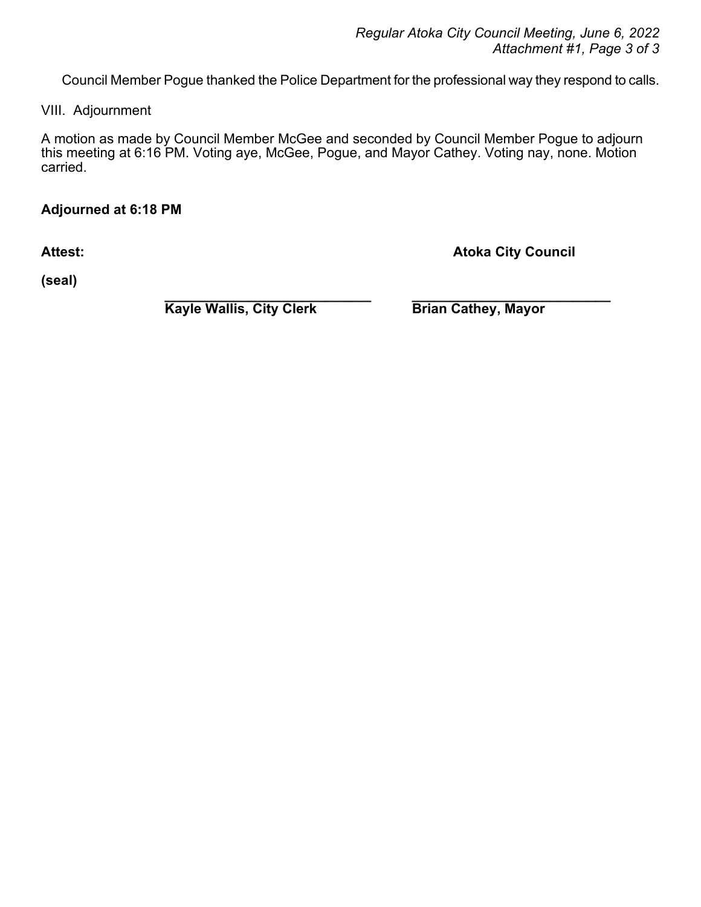Council Member Pogue thanked the Police Department for the professional way they respond to calls.

VIII. Adjournment

A motion as made by Council Member McGee and seconded by Council Member Pogue to adjourn this meeting at 6:16 PM. Voting aye, McGee, Pogue, and Mayor Cathey. Voting nay, none. Motion carried.

**Adjourned at 6:18 PM**

**Attest:** **Atoka City Council**

**(seal)**

\_\_\_\_\_\_\_\_\_\_\_\_\_\_\_\_\_\_\_\_\_\_\_\_\_\_\_\_ \_\_\_\_\_\_\_\_\_\_\_\_\_\_\_\_\_\_\_\_\_\_\_\_\_\_\_\_

**Kayle Wallis, City Clerk** **Brian Cathey, Mayor**